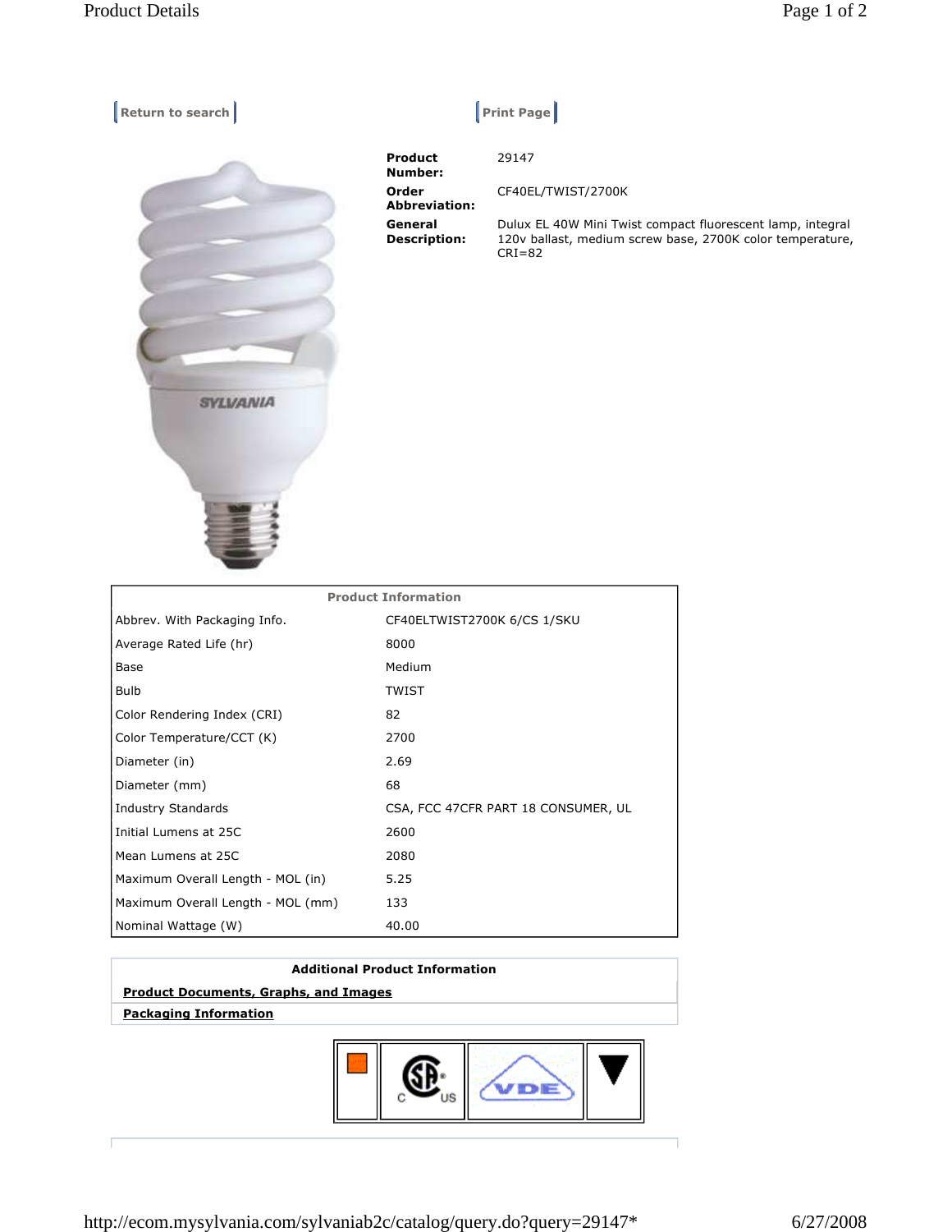Return to search

Print Page

| | |
|---|---|
| **Product Number:** | 29147 |
| **Order Abbreviation:** | CF40EL/TWIST/2700K |
| **General Description:** | Dulux EL 40W Mini Twist compact fluorescent lamp, integral 120v ballast, medium screw base, 2700K color temperature, CRI=82 |

| Product Information | |
|---|---|
| Abbrev. With Packaging Info. | CF40ELTWIST2700K 6/CS 1/SKU |
| Average Rated Life (hr) | 8000 |
| Base | Medium |
| Bulb | TWIST |
| Color Rendering Index (CRI) | 82 |
| Color Temperature/CCT (K) | 2700 |
| Diameter (in) | 2.69 |
| Diameter (mm) | 68 |
| Industry Standards | CSA, FCC 47CFR PART 18 CONSUMER, UL |
| Initial Lumens at 25C | 2600 |
| Mean Lumens at 25C | 2080 |
| Maximum Overall Length - MOL (in) | 5.25 |
| Maximum Overall Length - MOL (mm) | 133 |
| Nominal Wattage (W) | 40.00 |

**Additional Product Information**

**Product Documents, Graphs, and Images**

**Packaging Information**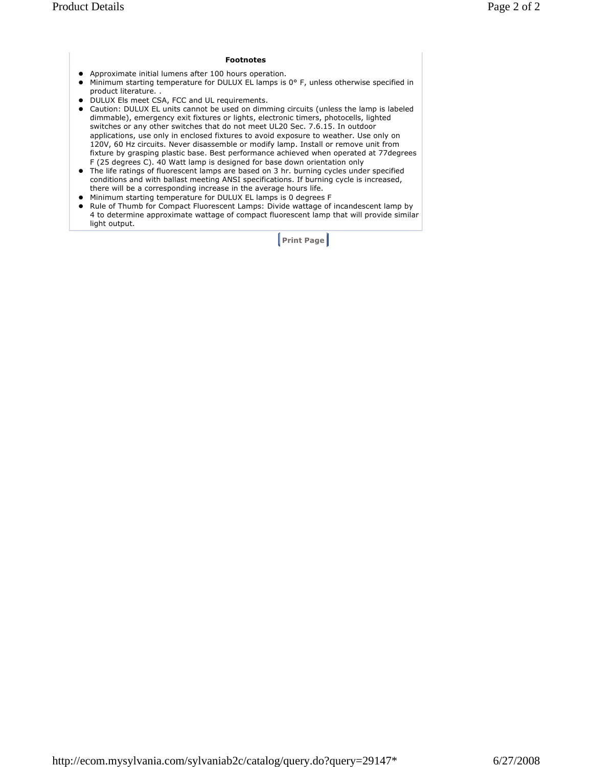**Footnotes**

- Approximate initial lumens after 100 hours operation.
- Minimum starting temperature for DULUX EL lamps is 0° F, unless otherwise specified in product literature. .
- DULUX Els meet CSA, FCC and UL requirements.
- Caution: DULUX EL units cannot be used on dimming circuits (unless the lamp is labeled dimmable), emergency exit fixtures or lights, electronic timers, photocells, lighted switches or any other switches that do not meet UL20 Sec. 7.6.15. In outdoor applications, use only in enclosed fixtures to avoid exposure to weather. Use only on 120V, 60 Hz circuits. Never disassemble or modify lamp. Install or remove unit from fixture by grasping plastic base. Best performance achieved when operated at 77degrees F (25 degrees C). 40 Watt lamp is designed for base down orientation only
- The life ratings of fluorescent lamps are based on 3 hr. burning cycles under specified conditions and with ballast meeting ANSI specifications. If burning cycle is increased, there will be a corresponding increase in the average hours life.
- Minimum starting temperature for DULUX EL lamps is 0 degrees F
- Rule of Thumb for Compact Fluorescent Lamps: Divide wattage of incandescent lamp by 4 to determine approximate wattage of compact fluorescent lamp that will provide similar light output.

Print Page